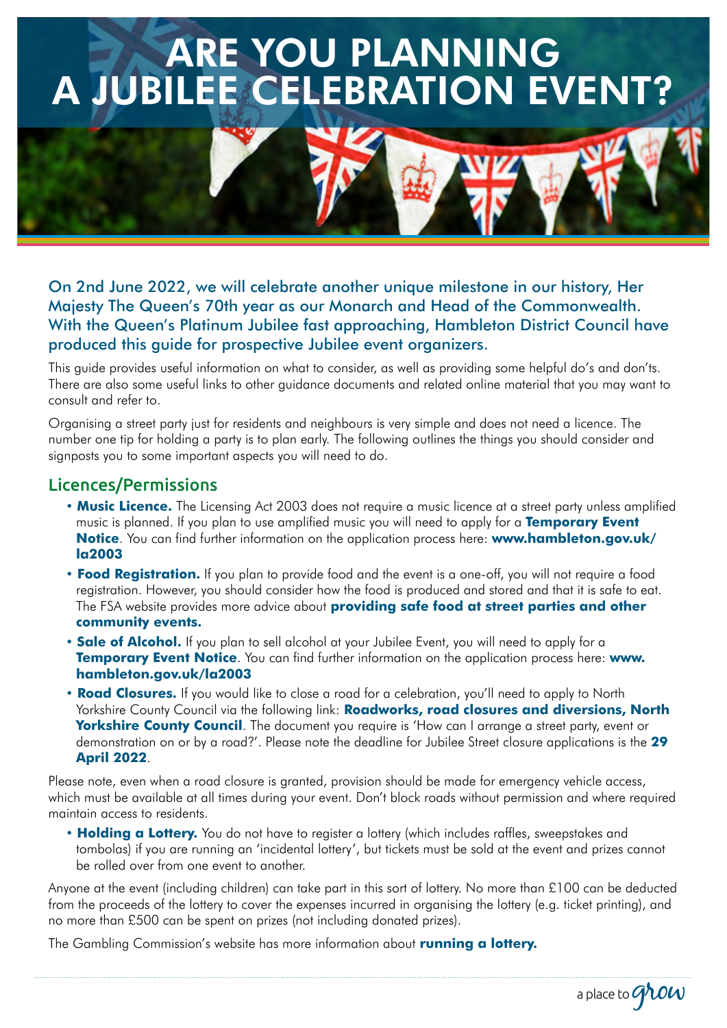# ARE YOU PLANNING A JUBILEE CELEBRATION EVENT?

On 2nd June 2022, we will celebrate another unique milestone in our history, Her Majesty The Queen's 70th year as our Monarch and Head of the Commonwealth. With the Queen's Platinum Jubilee fast approaching, Hambleton District Council have produced this guide for prospective Jubilee event organizers.

This guide provides useful information on what to consider, as well as providing some helpful do's and don'ts. There are also some useful links to other guidance documents and related online material that you may want to consult and refer to.

Organising a street party just for residents and neighbours is very simple and does not need a licence. The number one tip for holding a party is to plan early. The following outlines the things you should consider and signposts you to some important aspects you will need to do.

## Licences/Permissions

- **Music Licence.** The Licensing Act 2003 does not require a music licence at a street party unless amplified music is planned. If you plan to use amplified music you will need to apply for a **Temporary Event Notice**. You can find further information on the application process here: **www.hambleton.gov.uk/la2003**
- **Food Registration.** If you plan to provide food and the event is a one-off, you will not require a food registration. However, you should consider how the food is produced and stored and that it is safe to eat. The FSA website provides more advice about **providing safe food at street parties and other community events.**
- **Sale of Alcohol.** If you plan to sell alcohol at your Jubilee Event, you will need to apply for a **Temporary Event Notice**. You can find further information on the application process here: **www.hambleton.gov.uk/la2003**
- **Road Closures.** If you would like to close a road for a celebration, you'll need to apply to North Yorkshire County Council via the following link: **Roadworks, road closures and diversions, North Yorkshire County Council**. The document you require is 'How can I arrange a street party, event or demonstration on or by a road?'. Please note the deadline for Jubilee Street closure applications is the **29 April 2022**.

Please note, even when a road closure is granted, provision should be made for emergency vehicle access, which must be available at all times during your event. Don't block roads without permission and where required maintain access to residents.

- **Holding a Lottery.** You do not have to register a lottery (which includes raffles, sweepstakes and tombolas) if you are running an 'incidental lottery', but tickets must be sold at the event and prizes cannot be rolled over from one event to another.

Anyone at the event (including children) can take part in this sort of lottery. No more than £100 can be deducted from the proceeds of the lottery to cover the expenses incurred in organising the lottery (e.g. ticket printing), and no more than £500 can be spent on prizes (not including donated prizes).

The Gambling Commission's website has more information about **running a lottery.**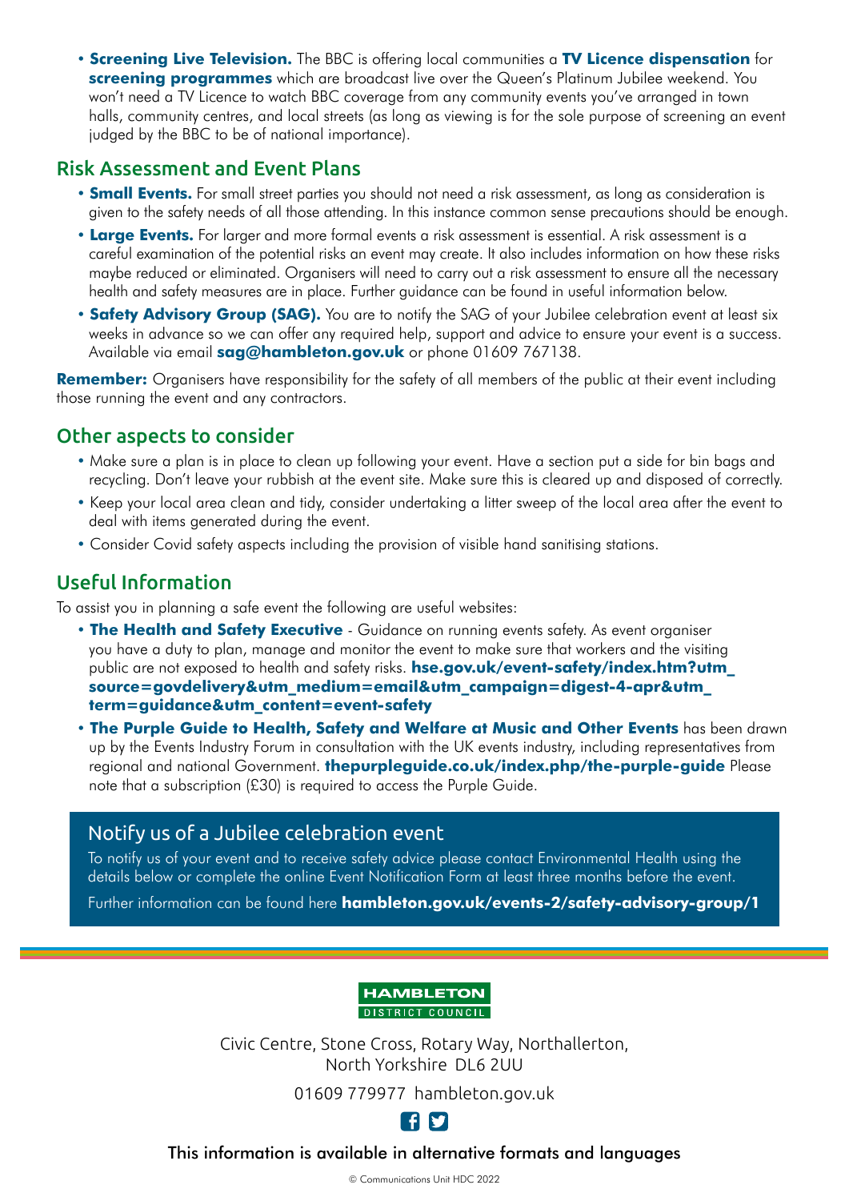- **Screening Live Television.** The BBC is offering local communities a **TV Licence dispensation** for **screening programmes** which are broadcast live over the Queen's Platinum Jubilee weekend. You won't need a TV Licence to watch BBC coverage from any community events you've arranged in town halls, community centres, and local streets (as long as viewing is for the sole purpose of screening an event judged by the BBC to be of national importance).

## Risk Assessment and Event Plans

- **Small Events.** For small street parties you should not need a risk assessment, as long as consideration is given to the safety needs of all those attending. In this instance common sense precautions should be enough.
- **Large Events.** For larger and more formal events a risk assessment is essential. A risk assessment is a careful examination of the potential risks an event may create. It also includes information on how these risks maybe reduced or eliminated. Organisers will need to carry out a risk assessment to ensure all the necessary health and safety measures are in place. Further guidance can be found in useful information below.
- **Safety Advisory Group (SAG).** You are to notify the SAG of your Jubilee celebration event at least six weeks in advance so we can offer any required help, support and advice to ensure your event is a success. Available via email **sag@hambleton.gov.uk** or phone 01609 767138.

**Remember:** Organisers have responsibility for the safety of all members of the public at their event including those running the event and any contractors.

## Other aspects to consider

- Make sure a plan is in place to clean up following your event. Have a section put a side for bin bags and recycling. Don't leave your rubbish at the event site. Make sure this is cleared up and disposed of correctly.
- Keep your local area clean and tidy, consider undertaking a litter sweep of the local area after the event to deal with items generated during the event.
- Consider Covid safety aspects including the provision of visible hand sanitising stations.

## Useful Information

To assist you in planning a safe event the following are useful websites:

- **The Health and Safety Executive** - Guidance on running events safety. As event organiser you have a duty to plan, manage and monitor the event to make sure that workers and the visiting public are not exposed to health and safety risks. **hse.gov.uk/event-safety/index.htm?utm_source=govdelivery&utm_medium=email&utm_campaign=digest-4-apr&utm_term=guidance&utm_content=event-safety**
- **The Purple Guide to Health, Safety and Welfare at Music and Other Events** has been drawn up by the Events Industry Forum in consultation with the UK events industry, including representatives from regional and national Government. **thepurpleguide.co.uk/index.php/the-purple-guide** Please note that a subscription (£30) is required to access the Purple Guide.

## Notify us of a Jubilee celebration event

To notify us of your event and to receive safety advice please contact Environmental Health using the details below or complete the online Event Notification Form at least three months before the event.

Further information can be found here **hambleton.gov.uk/events-2/safety-advisory-group/1**

HAMBLETON
DISTRICT COUNCIL

Civic Centre, Stone Cross, Rotary Way, Northallerton, North Yorkshire DL6 2UU

01609 779977 hambleton.gov.uk

This information is available in alternative formats and languages

© Communications Unit HDC 2022